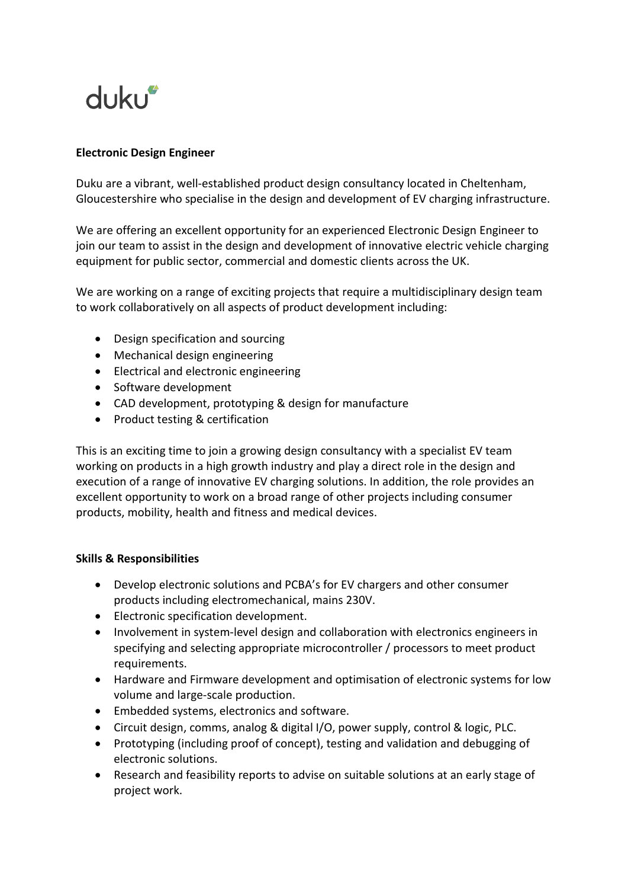duku

**Electronic Design Engineer**

Duku are a vibrant, well-established product design consultancy located in Cheltenham, Gloucestershire who specialise in the design and development of EV charging infrastructure.

We are offering an excellent opportunity for an experienced Electronic Design Engineer to join our team to assist in the design and development of innovative electric vehicle charging equipment for public sector, commercial and domestic clients across the UK.

We are working on a range of exciting projects that require a multidisciplinary design team to work collaboratively on all aspects of product development including:

- Design specification and sourcing
- Mechanical design engineering
- Electrical and electronic engineering
- Software development
- CAD development, prototyping & design for manufacture
- Product testing & certification

This is an exciting time to join a growing design consultancy with a specialist EV team working on products in a high growth industry and play a direct role in the design and execution of a range of innovative EV charging solutions. In addition, the role provides an excellent opportunity to work on a broad range of other projects including consumer products, mobility, health and fitness and medical devices.

**Skills & Responsibilities**

- Develop electronic solutions and PCBA's for EV chargers and other consumer products including electromechanical, mains 230V.
- Electronic specification development.
- Involvement in system-level design and collaboration with electronics engineers in specifying and selecting appropriate microcontroller / processors to meet product requirements.
- Hardware and Firmware development and optimisation of electronic systems for low volume and large-scale production.
- Embedded systems, electronics and software.
- Circuit design, comms, analog & digital I/O, power supply, control & logic, PLC.
- Prototyping (including proof of concept), testing and validation and debugging of electronic solutions.
- Research and feasibility reports to advise on suitable solutions at an early stage of project work.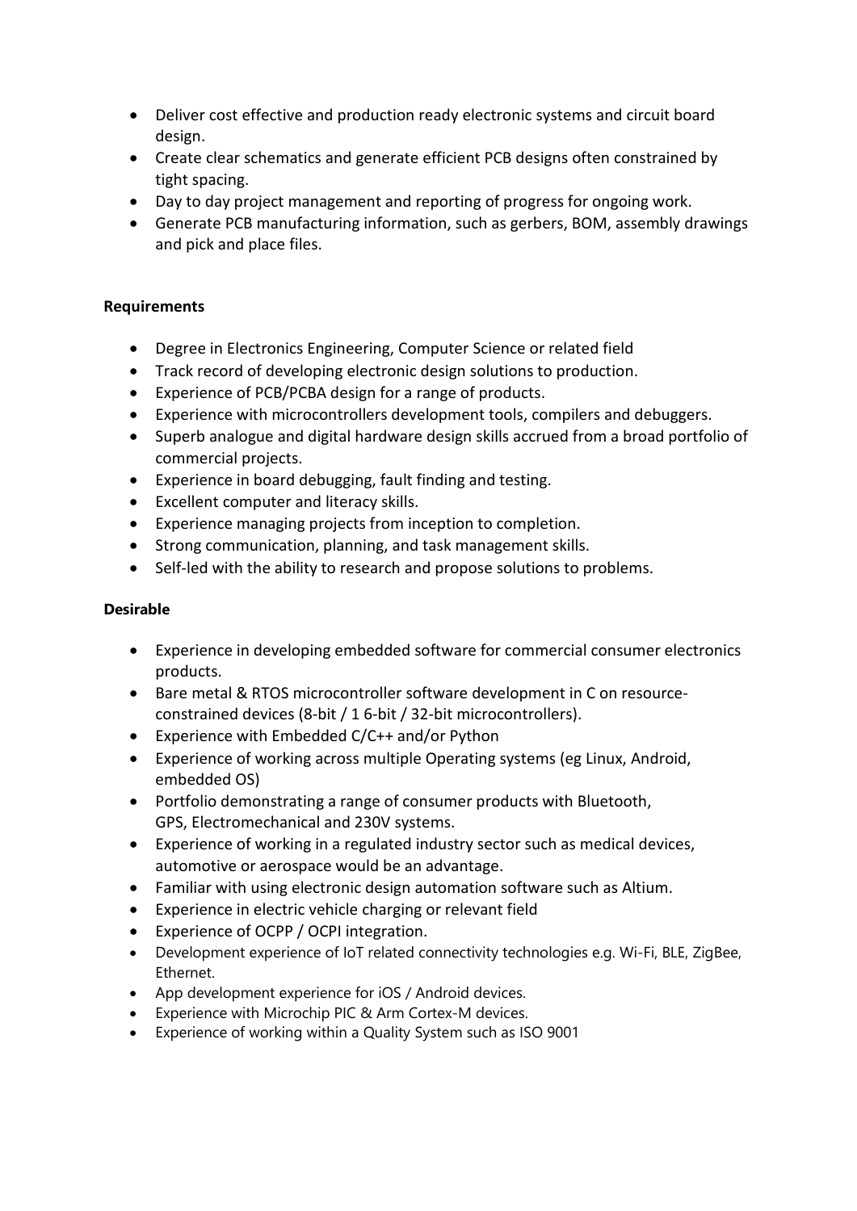- Deliver cost effective and production ready electronic systems and circuit board design.
- Create clear schematics and generate efficient PCB designs often constrained by tight spacing.
- Day to day project management and reporting of progress for ongoing work.
- Generate PCB manufacturing information, such as gerbers, BOM, assembly drawings and pick and place files.

**Requirements**

- Degree in Electronics Engineering, Computer Science or related field
- Track record of developing electronic design solutions to production.
- Experience of PCB/PCBA design for a range of products.
- Experience with microcontrollers development tools, compilers and debuggers.
- Superb analogue and digital hardware design skills accrued from a broad portfolio of commercial projects.
- Experience in board debugging, fault finding and testing.
- Excellent computer and literacy skills.
- Experience managing projects from inception to completion.
- Strong communication, planning, and task management skills.
- Self-led with the ability to research and propose solutions to problems.

**Desirable**

- Experience in developing embedded software for commercial consumer electronics products.
- Bare metal & RTOS microcontroller software development in C on resource-constrained devices (8-bit / 1 6-bit / 32-bit microcontrollers).
- Experience with Embedded C/C++ and/or Python
- Experience of working across multiple Operating systems (eg Linux, Android, embedded OS)
- Portfolio demonstrating a range of consumer products with Bluetooth, GPS, Electromechanical and 230V systems.
- Experience of working in a regulated industry sector such as medical devices, automotive or aerospace would be an advantage.
- Familiar with using electronic design automation software such as Altium.
- Experience in electric vehicle charging or relevant field
- Experience of OCPP / OCPI integration.
- Development experience of IoT related connectivity technologies e.g. Wi-Fi, BLE, ZigBee, Ethernet.
- App development experience for iOS / Android devices.
- Experience with Microchip PIC & Arm Cortex-M devices.
- Experience of working within a Quality System such as ISO 9001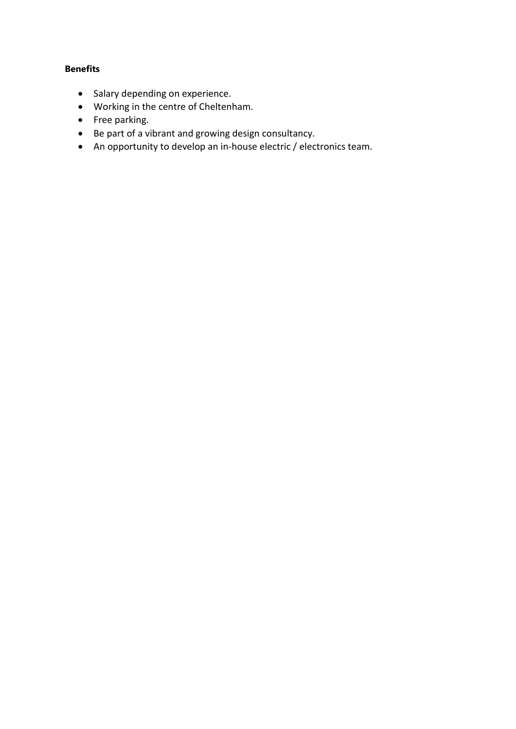**Benefits**

- Salary depending on experience.
- Working in the centre of Cheltenham.
- Free parking.
- Be part of a vibrant and growing design consultancy.
- An opportunity to develop an in-house electric / electronics team.